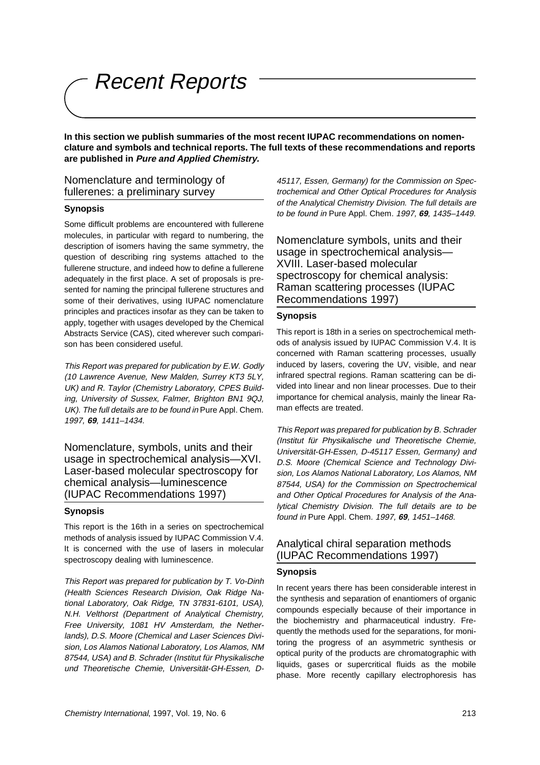# Recent Reports

**In this section we publish summaries of the most recent IUPAC recommendations on nomenclature and symbols and technical reports. The full texts of these recommendations and reports are published in *Pure and Applied Chemistry.***

## Nomenclature and terminology of fullerenes: a preliminary survey

### Synopsis

Some difficult problems are encountered with fullerene molecules, in particular with regard to numbering, the description of isomers having the same symmetry, the question of describing ring systems attached to the fullerene structure, and indeed how to define a fullerene adequately in the first place. A set of proposals is presented for naming the principal fullerene structures and some of their derivatives, using IUPAC nomenclature principles and practices insofar as they can be taken to apply, together with usages developed by the Chemical Abstracts Service (CAS), cited wherever such comparison has been considered useful.

*This Report was prepared for publication by E.W. Godly (10 Lawrence Avenue, New Malden, Surrey KT3 5LY, UK) and R. Taylor (Chemistry Laboratory, CPES Building, University of Sussex, Falmer, Brighton BN1 9QJ, UK). The full details are to be found in* Pure Appl. Chem. *1997, **69**, 1411–1434.*

## Nomenclature, symbols, units and their usage in spectrochemical analysis—XVI. Laser-based molecular spectroscopy for chemical analysis—luminescence (IUPAC Recommendations 1997)

### Synopsis

This report is the 16th in a series on spectrochemical methods of analysis issued by IUPAC Commission V.4. It is concerned with the use of lasers in molecular spectroscopy dealing with luminescence.

*This Report was prepared for publication by T. Vo-Dinh (Health Sciences Research Division, Oak Ridge National Laboratory, Oak Ridge, TN 37831-6101, USA), N.H. Velthorst (Department of Analytical Chemistry, Free University, 1081 HV Amsterdam, the Netherlands), D.S. Moore (Chemical and Laser Sciences Division, Los Alamos National Laboratory, Los Alamos, NM 87544, USA) and B. Schrader (Institut für Physikalische und Theoretische Chemie, Universität-GH-Essen, D-45117, Essen, Germany) for the Commission on Spectrochemical and Other Optical Procedures for Analysis of the Analytical Chemistry Division. The full details are to be found in* Pure Appl. Chem. *1997, **69**, 1435–1449.*

## Nomenclature symbols, units and their usage in spectrochemical analysis—XVIII. Laser-based molecular spectroscopy for chemical analysis: Raman scattering processes (IUPAC Recommendations 1997)

### Synopsis

This report is 18th in a series on spectrochemical methods of analysis issued by IUPAC Commission V.4. It is concerned with Raman scattering processes, usually induced by lasers, covering the UV, visible, and near infrared spectral regions. Raman scattering can be divided into linear and non linear processes. Due to their importance for chemical analysis, mainly the linear Raman effects are treated.

*This Report was prepared for publication by B. Schrader (Institut für Physikalische und Theoretische Chemie, Universität-GH-Essen, D-45117 Essen, Germany) and D.S. Moore (Chemical Science and Technology Division, Los Alamos National Laboratory, Los Alamos, NM 87544, USA) for the Commission on Spectrochemical and Other Optical Procedures for Analysis of the Analytical Chemistry Division. The full details are to be found in* Pure Appl. Chem. *1997, **69**, 1451–1468.*

## Analytical chiral separation methods (IUPAC Recommendations 1997)

### Synopsis

In recent years there has been considerable interest in the synthesis and separation of enantiomers of organic compounds especially because of their importance in the biochemistry and pharmaceutical industry. Frequently the methods used for the separations, for monitoring the progress of an asymmetric synthesis or optical purity of the products are chromatographic with liquids, gases or supercritical fluids as the mobile phase. More recently capillary electrophoresis has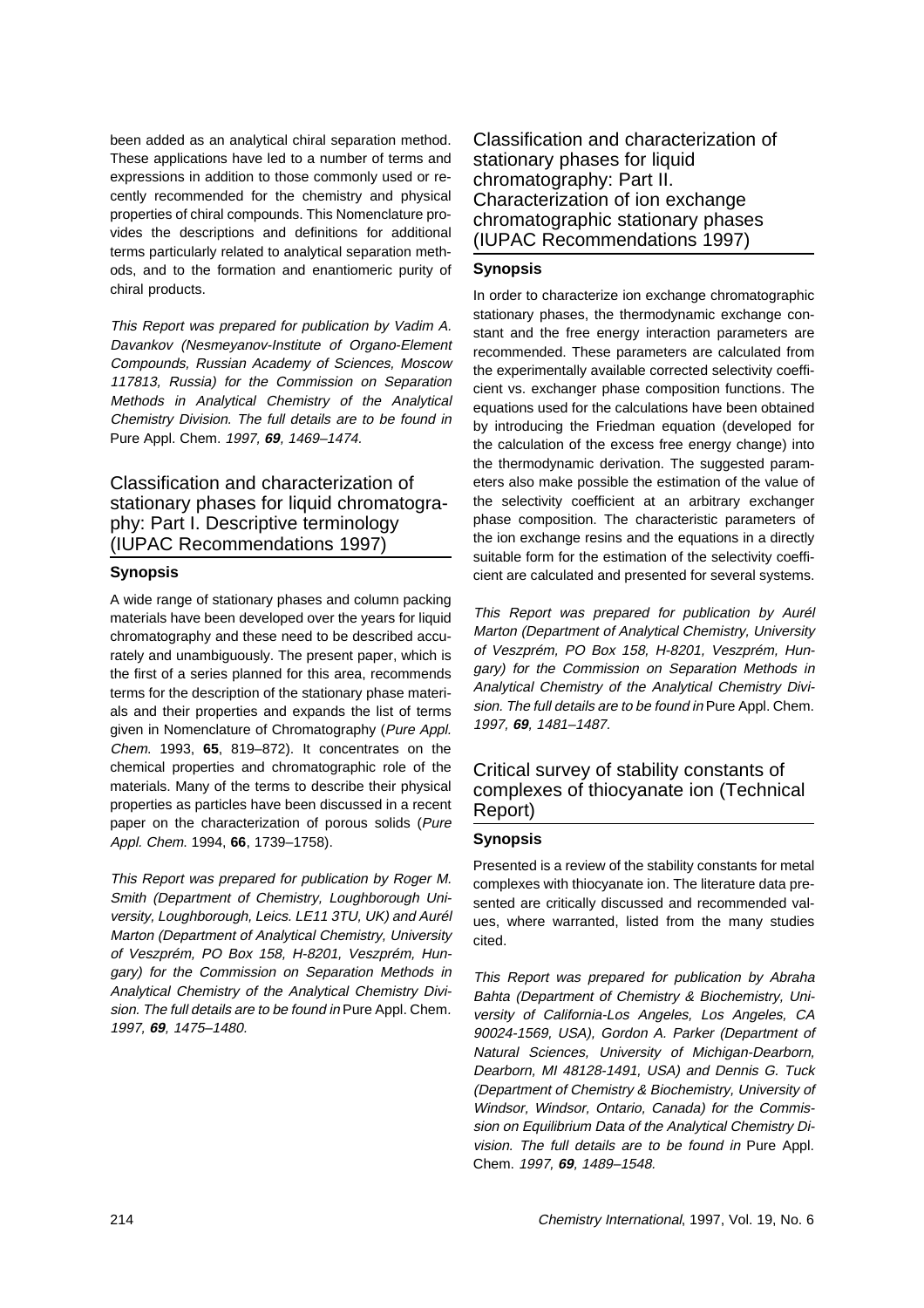been added as an analytical chiral separation method. These applications have led to a number of terms and expressions in addition to those commonly used or recently recommended for the chemistry and physical properties of chiral compounds. This Nomenclature provides the descriptions and definitions for additional terms particularly related to analytical separation methods, and to the formation and enantiomeric purity of chiral products.

*This Report was prepared for publication by Vadim A. Davankov (Nesmeyanov-Institute of Organo-Element Compounds, Russian Academy of Sciences, Moscow 117813, Russia) for the Commission on Separation Methods in Analytical Chemistry of the Analytical Chemistry Division. The full details are to be found in* Pure Appl. Chem. *1997, **69**, 1469–1474.*

## Classification and characterization of stationary phases for liquid chromatography: Part I. Descriptive terminology (IUPAC Recommendations 1997)

### Synopsis

A wide range of stationary phases and column packing materials have been developed over the years for liquid chromatography and these need to be described accurately and unambiguously. The present paper, which is the first of a series planned for this area, recommends terms for the description of the stationary phase materials and their properties and expands the list of terms given in Nomenclature of Chromatography (*Pure Appl. Chem.* 1993, **65**, 819–872). It concentrates on the chemical properties and chromatographic role of the materials. Many of the terms to describe their physical properties as particles have been discussed in a recent paper on the characterization of porous solids (*Pure Appl. Chem.* 1994, **66**, 1739–1758).

*This Report was prepared for publication by Roger M. Smith (Department of Chemistry, Loughborough University, Loughborough, Leics. LE11 3TU, UK) and Aurél Marton (Department of Analytical Chemistry, University of Veszprém, PO Box 158, H-8201, Veszprém, Hungary) for the Commission on Separation Methods in Analytical Chemistry of the Analytical Chemistry Division. The full details are to be found in* Pure Appl. Chem. *1997, **69**, 1475–1480.*

## Classification and characterization of stationary phases for liquid chromatography: Part II. Characterization of ion exchange chromatographic stationary phases (IUPAC Recommendations 1997)

### Synopsis

In order to characterize ion exchange chromatographic stationary phases, the thermodynamic exchange constant and the free energy interaction parameters are recommended. These parameters are calculated from the experimentally available corrected selectivity coefficient vs. exchanger phase composition functions. The equations used for the calculations have been obtained by introducing the Friedman equation (developed for the calculation of the excess free energy change) into the thermodynamic derivation. The suggested parameters also make possible the estimation of the value of the selectivity coefficient at an arbitrary exchanger phase composition. The characteristic parameters of the ion exchange resins and the equations in a directly suitable form for the estimation of the selectivity coefficient are calculated and presented for several systems.

*This Report was prepared for publication by Aurél Marton (Department of Analytical Chemistry, University of Veszprém, PO Box 158, H-8201, Veszprém, Hungary) for the Commission on Separation Methods in Analytical Chemistry of the Analytical Chemistry Division. The full details are to be found in* Pure Appl. Chem. *1997, **69**, 1481–1487.*

## Critical survey of stability constants of complexes of thiocyanate ion (Technical Report)

### Synopsis

Presented is a review of the stability constants for metal complexes with thiocyanate ion. The literature data presented are critically discussed and recommended values, where warranted, listed from the many studies cited.

*This Report was prepared for publication by Abraha Bahta (Department of Chemistry & Biochemistry, University of California-Los Angeles, Los Angeles, CA 90024-1569, USA), Gordon A. Parker (Department of Natural Sciences, University of Michigan-Dearborn, Dearborn, MI 48128-1491, USA) and Dennis G. Tuck (Department of Chemistry & Biochemistry, University of Windsor, Windsor, Ontario, Canada) for the Commission on Equilibrium Data of the Analytical Chemistry Division. The full details are to be found in* Pure Appl. Chem. *1997, **69**, 1489–1548.*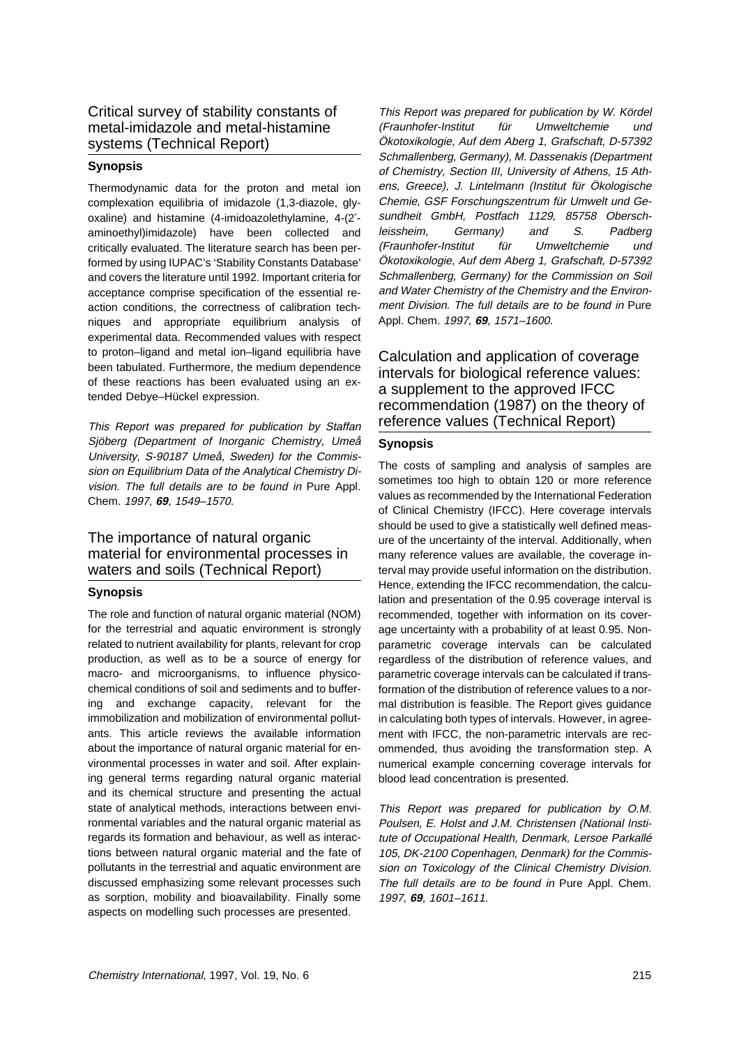## Critical survey of stability constants of metal-imidazole and metal-histamine systems (Technical Report)

### Synopsis

Thermodynamic data for the proton and metal ion complexation equilibria of imidazole (1,3-diazole, glyoxaline) and histamine (4-imidoazolethylamine, 4-(2′-aminoethyl)imidazole) have been collected and critically evaluated. The literature search has been performed by using IUPAC's 'Stability Constants Database' and covers the literature until 1992. Important criteria for acceptance comprise specification of the essential reaction conditions, the correctness of calibration techniques and appropriate equilibrium analysis of experimental data. Recommended values with respect to proton–ligand and metal ion–ligand equilibria have been tabulated. Furthermore, the medium dependence of these reactions has been evaluated using an extended Debye–Hückel expression.

*This Report was prepared for publication by Staffan Sjöberg (Department of Inorganic Chemistry, Umeå University, S-90187 Umeå, Sweden) for the Commission on Equilibrium Data of the Analytical Chemistry Division. The full details are to be found in* Pure Appl. Chem. *1997,* ***69****, 1549–1570.*

## The importance of natural organic material for environmental processes in waters and soils (Technical Report)

### Synopsis

The role and function of natural organic material (NOM) for the terrestrial and aquatic environment is strongly related to nutrient availability for plants, relevant for crop production, as well as to be a source of energy for macro- and microorganisms, to influence physicochemical conditions of soil and sediments and to buffering and exchange capacity, relevant for the immobilization and mobilization of environmental pollutants. This article reviews the available information about the importance of natural organic material for environmental processes in water and soil. After explaining general terms regarding natural organic material and its chemical structure and presenting the actual state of analytical methods, interactions between environmental variables and the natural organic material as regards its formation and behaviour, as well as interactions between natural organic material and the fate of pollutants in the terrestrial and aquatic environment are discussed emphasizing some relevant processes such as sorption, mobility and bioavailability. Finally some aspects on modelling such processes are presented.

*This Report was prepared for publication by W. Kördel (Fraunhofer-Institut für Umweltchemie und Ökotoxikologie, Auf dem Aberg 1, Grafschaft, D-57392 Schmallenberg, Germany), M. Dassenakis (Department of Chemistry, Section III, University of Athens, 15 Athens, Greece), J. Lintelmann (Institut für Ökologische Chemie, GSF Forschungszentrum für Umwelt und Gesundheit GmbH, Postfach 1129, 85758 Oberschleissheim, Germany) and S. Padberg (Fraunhofer-Institut für Umweltchemie und Ökotoxikologie, Auf dem Aberg 1, Grafschaft, D-57392 Schmallenberg, Germany) for the Commission on Soil and Water Chemistry of the Chemistry and the Environment Division. The full details are to be found in* Pure Appl. Chem. *1997,* ***69****, 1571–1600.*

## Calculation and application of coverage intervals for biological reference values: a supplement to the approved IFCC recommendation (1987) on the theory of reference values (Technical Report)

### Synopsis

The costs of sampling and analysis of samples are sometimes too high to obtain 120 or more reference values as recommended by the International Federation of Clinical Chemistry (IFCC). Here coverage intervals should be used to give a statistically well defined measure of the uncertainty of the interval. Additionally, when many reference values are available, the coverage interval may provide useful information on the distribution. Hence, extending the IFCC recommendation, the calculation and presentation of the 0.95 coverage interval is recommended, together with information on its coverage uncertainty with a probability of at least 0.95. Nonparametric coverage intervals can be calculated regardless of the distribution of reference values, and parametric coverage intervals can be calculated if transformation of the distribution of reference values to a normal distribution is feasible. The Report gives guidance in calculating both types of intervals. However, in agreement with IFCC, the non-parametric intervals are recommended, thus avoiding the transformation step. A numerical example concerning coverage intervals for blood lead concentration is presented.

*This Report was prepared for publication by O.M. Poulsen, E. Holst and J.M. Christensen (National Institute of Occupational Health, Denmark, Lersoe Parkallé 105, DK-2100 Copenhagen, Denmark) for the Commission on Toxicology of the Clinical Chemistry Division. The full details are to be found in* Pure Appl. Chem. *1997,* ***69****, 1601–1611.*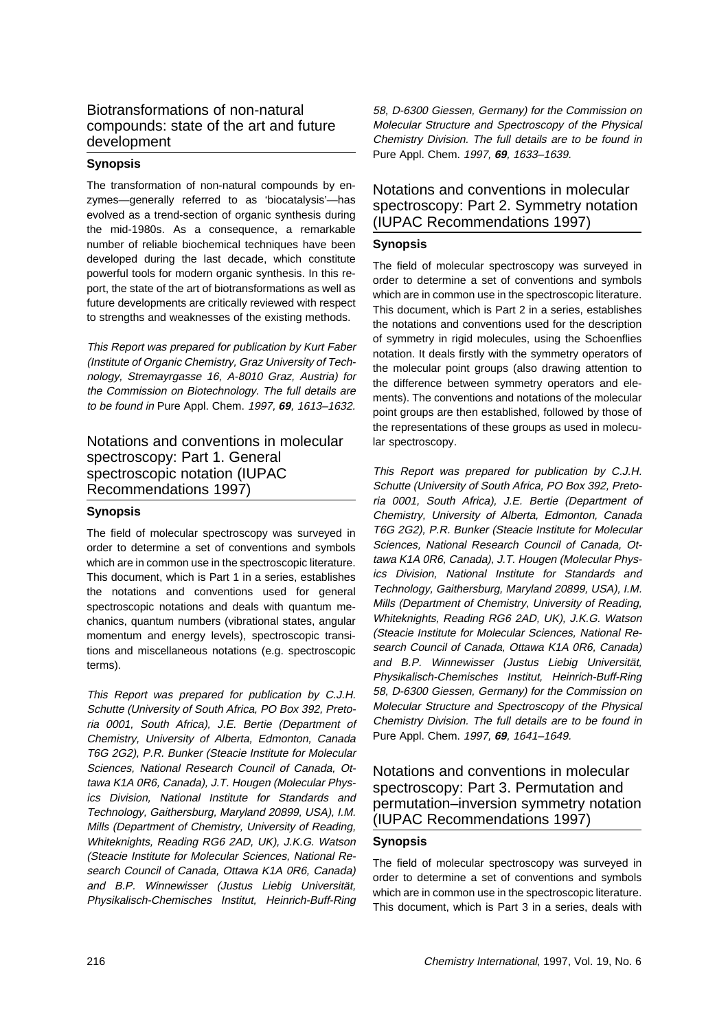## Biotransformations of non-natural compounds: state of the art and future development

### Synopsis

The transformation of non-natural compounds by enzymes—generally referred to as 'biocatalysis'—has evolved as a trend-section of organic synthesis during the mid-1980s. As a consequence, a remarkable number of reliable biochemical techniques have been developed during the last decade, which constitute powerful tools for modern organic synthesis. In this report, the state of the art of biotransformations as well as future developments are critically reviewed with respect to strengths and weaknesses of the existing methods.

*This Report was prepared for publication by Kurt Faber (Institute of Organic Chemistry, Graz University of Technology, Stremayrgasse 16, A-8010 Graz, Austria) for the Commission on Biotechnology. The full details are to be found in* Pure Appl. Chem. *1997,* ***69****, 1613–1632.*

## Notations and conventions in molecular spectroscopy: Part 1. General spectroscopic notation (IUPAC Recommendations 1997)

### Synopsis

The field of molecular spectroscopy was surveyed in order to determine a set of conventions and symbols which are in common use in the spectroscopic literature. This document, which is Part 1 in a series, establishes the notations and conventions used for general spectroscopic notations and deals with quantum mechanics, quantum numbers (vibrational states, angular momentum and energy levels), spectroscopic transitions and miscellaneous notations (e.g. spectroscopic terms).

*This Report was prepared for publication by C.J.H. Schutte (University of South Africa, PO Box 392, Pretoria 0001, South Africa), J.E. Bertie (Department of Chemistry, University of Alberta, Edmonton, Canada T6G 2G2), P.R. Bunker (Steacie Institute for Molecular Sciences, National Research Council of Canada, Ottawa K1A 0R6, Canada), J.T. Hougen (Molecular Physics Division, National Institute for Standards and Technology, Gaithersburg, Maryland 20899, USA), I.M. Mills (Department of Chemistry, University of Reading, Whiteknights, Reading RG6 2AD, UK), J.K.G. Watson (Steacie Institute for Molecular Sciences, National Research Council of Canada, Ottawa K1A 0R6, Canada) and B.P. Winnewisser (Justus Liebig Universität, Physikalisch-Chemisches Institut, Heinrich-Buff-Ring 58, D-6300 Giessen, Germany) for the Commission on Molecular Structure and Spectroscopy of the Physical Chemistry Division. The full details are to be found in* Pure Appl. Chem. *1997,* ***69****, 1633–1639.*

## Notations and conventions in molecular spectroscopy: Part 2. Symmetry notation (IUPAC Recommendations 1997)

### Synopsis

The field of molecular spectroscopy was surveyed in order to determine a set of conventions and symbols which are in common use in the spectroscopic literature. This document, which is Part 2 in a series, establishes the notations and conventions used for the description of symmetry in rigid molecules, using the Schoenflies notation. It deals firstly with the symmetry operators of the molecular point groups (also drawing attention to the difference between symmetry operators and elements). The conventions and notations of the molecular point groups are then established, followed by those of the representations of these groups as used in molecular spectroscopy.

*This Report was prepared for publication by C.J.H. Schutte (University of South Africa, PO Box 392, Pretoria 0001, South Africa), J.E. Bertie (Department of Chemistry, University of Alberta, Edmonton, Canada T6G 2G2), P.R. Bunker (Steacie Institute for Molecular Sciences, National Research Council of Canada, Ottawa K1A 0R6, Canada), J.T. Hougen (Molecular Physics Division, National Institute for Standards and Technology, Gaithersburg, Maryland 20899, USA), I.M. Mills (Department of Chemistry, University of Reading, Whiteknights, Reading RG6 2AD, UK), J.K.G. Watson (Steacie Institute for Molecular Sciences, National Research Council of Canada, Ottawa K1A 0R6, Canada) and B.P. Winnewisser (Justus Liebig Universität, Physikalisch-Chemisches Institut, Heinrich-Buff-Ring 58, D-6300 Giessen, Germany) for the Commission on Molecular Structure and Spectroscopy of the Physical Chemistry Division. The full details are to be found in* Pure Appl. Chem. *1997,* ***69****, 1641–1649.*

## Notations and conventions in molecular spectroscopy: Part 3. Permutation and permutation–inversion symmetry notation (IUPAC Recommendations 1997)

### Synopsis

The field of molecular spectroscopy was surveyed in order to determine a set of conventions and symbols which are in common use in the spectroscopic literature. This document, which is Part 3 in a series, deals with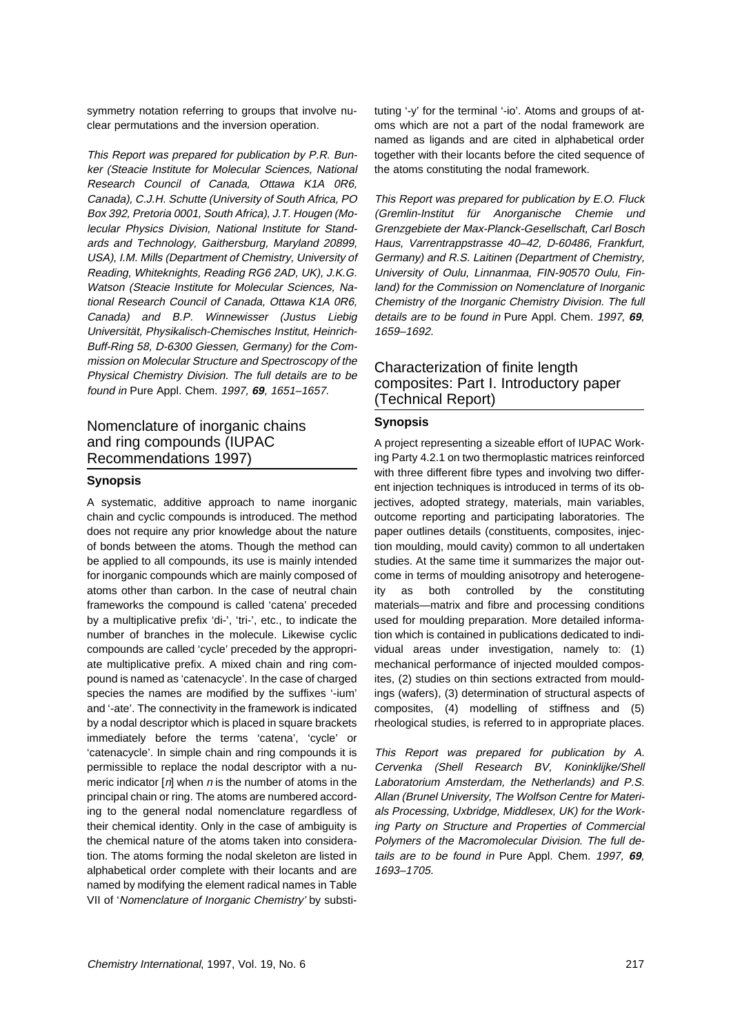symmetry notation referring to groups that involve nuclear permutations and the inversion operation.

*This Report was prepared for publication by P.R. Bunker (Steacie Institute for Molecular Sciences, National Research Council of Canada, Ottawa K1A 0R6, Canada), C.J.H. Schutte (University of South Africa, PO Box 392, Pretoria 0001, South Africa), J.T. Hougen (Molecular Physics Division, National Institute for Standards and Technology, Gaithersburg, Maryland 20899, USA), I.M. Mills (Department of Chemistry, University of Reading, Whiteknights, Reading RG6 2AD, UK), J.K.G. Watson (Steacie Institute for Molecular Sciences, National Research Council of Canada, Ottawa K1A 0R6, Canada) and B.P. Winnewisser (Justus Liebig Universität, Physikalisch-Chemisches Institut, Heinrich-Buff-Ring 58, D-6300 Giessen, Germany) for the Commission on Molecular Structure and Spectroscopy of the Physical Chemistry Division. The full details are to be found in* Pure Appl. Chem. *1997, **69**, 1651–1657.*

## Nomenclature of inorganic chains and ring compounds (IUPAC Recommendations 1997)

### Synopsis

A systematic, additive approach to name inorganic chain and cyclic compounds is introduced. The method does not require any prior knowledge about the nature of bonds between the atoms. Though the method can be applied to all compounds, its use is mainly intended for inorganic compounds which are mainly composed of atoms other than carbon. In the case of neutral chain frameworks the compound is called 'catena' preceded by a multiplicative prefix 'di-', 'tri-', etc., to indicate the number of branches in the molecule. Likewise cyclic compounds are called 'cycle' preceded by the appropriate multiplicative prefix. A mixed chain and ring compound is named as 'catenacycle'. In the case of charged species the names are modified by the suffixes '-ium' and '-ate'. The connectivity in the framework is indicated by a nodal descriptor which is placed in square brackets immediately before the terms 'catena', 'cycle' or 'catenacycle'. In simple chain and ring compounds it is permissible to replace the nodal descriptor with a numeric indicator [*n*] when *n* is the number of atoms in the principal chain or ring. The atoms are numbered according to the general nodal nomenclature regardless of their chemical identity. Only in the case of ambiguity is the chemical nature of the atoms taken into consideration. The atoms forming the nodal skeleton are listed in alphabetical order complete with their locants and are named by modifying the element radical names in Table VII of '*Nomenclature of Inorganic Chemistry*' by substituting '-y' for the terminal '-io'. Atoms and groups of atoms which are not a part of the nodal framework are named as ligands and are cited in alphabetical order together with their locants before the cited sequence of the atoms constituting the nodal framework.

*This Report was prepared for publication by E.O. Fluck (Gremlin-Institut für Anorganische Chemie und Grenzgebiete der Max-Planck-Gesellschaft, Carl Bosch Haus, Varrentrappstrasse 40–42, D-60486, Frankfurt, Germany) and R.S. Laitinen (Department of Chemistry, University of Oulu, Linnanmaa, FIN-90570 Oulu, Finland) for the Commission on Nomenclature of Inorganic Chemistry of the Inorganic Chemistry Division. The full details are to be found in* Pure Appl. Chem. *1997, **69**, 1659–1692.*

## Characterization of finite length composites: Part I. Introductory paper (Technical Report)

### Synopsis

A project representing a sizeable effort of IUPAC Working Party 4.2.1 on two thermoplastic matrices reinforced with three different fibre types and involving two different injection techniques is introduced in terms of its objectives, adopted strategy, materials, main variables, outcome reporting and participating laboratories. The paper outlines details (constituents, composites, injection moulding, mould cavity) common to all undertaken studies. At the same time it summarizes the major outcome in terms of moulding anisotropy and heterogeneity as both controlled by the constituting materials—matrix and fibre and processing conditions used for moulding preparation. More detailed information which is contained in publications dedicated to individual areas under investigation, namely to: (1) mechanical performance of injected moulded composites, (2) studies on thin sections extracted from mouldings (wafers), (3) determination of structural aspects of composites, (4) modelling of stiffness and (5) rheological studies, is referred to in appropriate places.

*This Report was prepared for publication by A. Cervenka (Shell Research BV, Koninklijke/Shell Laboratorium Amsterdam, the Netherlands) and P.S. Allan (Brunel University, The Wolfson Centre for Materials Processing, Uxbridge, Middlesex, UK) for the Working Party on Structure and Properties of Commercial Polymers of the Macromolecular Division. The full details are to be found in* Pure Appl. Chem. *1997, **69**, 1693–1705.*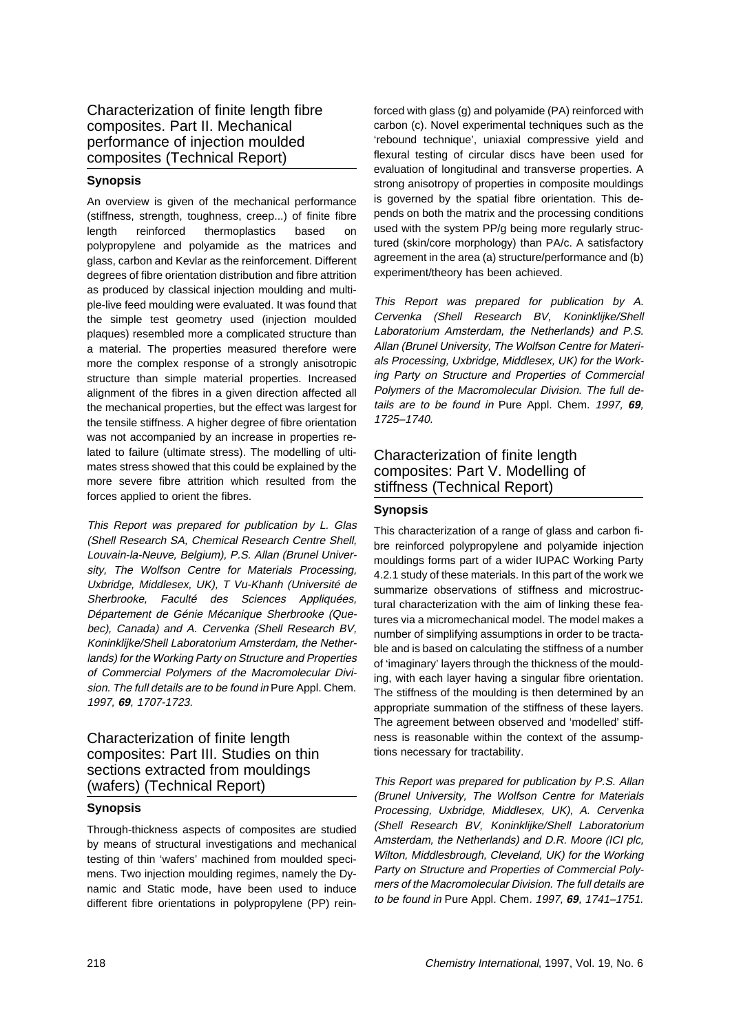## Characterization of finite length fibre composites. Part II. Mechanical performance of injection moulded composites (Technical Report)

### Synopsis

An overview is given of the mechanical performance (stiffness, strength, toughness, creep...) of finite fibre length reinforced thermoplastics based on polypropylene and polyamide as the matrices and glass, carbon and Kevlar as the reinforcement. Different degrees of fibre orientation distribution and fibre attrition as produced by classical injection moulding and multiple-live feed moulding were evaluated. It was found that the simple test geometry used (injection moulded plaques) resembled more a complicated structure than a material. The properties measured therefore were more the complex response of a strongly anisotropic structure than simple material properties. Increased alignment of the fibres in a given direction affected all the mechanical properties, but the effect was largest for the tensile stiffness. A higher degree of fibre orientation was not accompanied by an increase in properties related to failure (ultimate stress). The modelling of ultimates stress showed that this could be explained by the more severe fibre attrition which resulted from the forces applied to orient the fibres.

*This Report was prepared for publication by L. Glas (Shell Research SA, Chemical Research Centre Shell, Louvain-la-Neuve, Belgium), P.S. Allan (Brunel University, The Wolfson Centre for Materials Processing, Uxbridge, Middlesex, UK), T Vu-Khanh (Université de Sherbrooke, Faculté des Sciences Appliquées, Département de Génie Mécanique Sherbrooke (Quebec), Canada) and A. Cervenka (Shell Research BV, Koninklijke/Shell Laboratorium Amsterdam, the Netherlands) for the Working Party on Structure and Properties of Commercial Polymers of the Macromolecular Division. The full details are to be found in* Pure Appl. Chem. *1997,* ***69****, 1707-1723.*

## Characterization of finite length composites: Part III. Studies on thin sections extracted from mouldings (wafers) (Technical Report)

### Synopsis

Through-thickness aspects of composites are studied by means of structural investigations and mechanical testing of thin 'wafers' machined from moulded specimens. Two injection moulding regimes, namely the Dynamic and Static mode, have been used to induce different fibre orientations in polypropylene (PP) reinforced with glass (g) and polyamide (PA) reinforced with carbon (c). Novel experimental techniques such as the 'rebound technique', uniaxial compressive yield and flexural testing of circular discs have been used for evaluation of longitudinal and transverse properties. A strong anisotropy of properties in composite mouldings is governed by the spatial fibre orientation. This depends on both the matrix and the processing conditions used with the system PP/g being more regularly structured (skin/core morphology) than PA/c. A satisfactory agreement in the area (a) structure/performance and (b) experiment/theory has been achieved.

*This Report was prepared for publication by A. Cervenka (Shell Research BV, Koninklijke/Shell Laboratorium Amsterdam, the Netherlands) and P.S. Allan (Brunel University, The Wolfson Centre for Materials Processing, Uxbridge, Middlesex, UK) for the Working Party on Structure and Properties of Commercial Polymers of the Macromolecular Division. The full details are to be found in* Pure Appl. Chem. *1997,* ***69****, 1725–1740.*

## Characterization of finite length composites: Part V. Modelling of stiffness (Technical Report)

### Synopsis

This characterization of a range of glass and carbon fibre reinforced polypropylene and polyamide injection mouldings forms part of a wider IUPAC Working Party 4.2.1 study of these materials. In this part of the work we summarize observations of stiffness and microstructural characterization with the aim of linking these features via a micromechanical model. The model makes a number of simplifying assumptions in order to be tractable and is based on calculating the stiffness of a number of 'imaginary' layers through the thickness of the moulding, with each layer having a singular fibre orientation. The stiffness of the moulding is then determined by an appropriate summation of the stiffness of these layers. The agreement between observed and 'modelled' stiffness is reasonable within the context of the assumptions necessary for tractability.

*This Report was prepared for publication by P.S. Allan (Brunel University, The Wolfson Centre for Materials Processing, Uxbridge, Middlesex, UK), A. Cervenka (Shell Research BV, Koninklijke/Shell Laboratorium Amsterdam, the Netherlands) and D.R. Moore (ICI plc, Wilton, Middlesbrough, Cleveland, UK) for the Working Party on Structure and Properties of Commercial Polymers of the Macromolecular Division. The full details are to be found in* Pure Appl. Chem. *1997,* ***69****, 1741–1751.*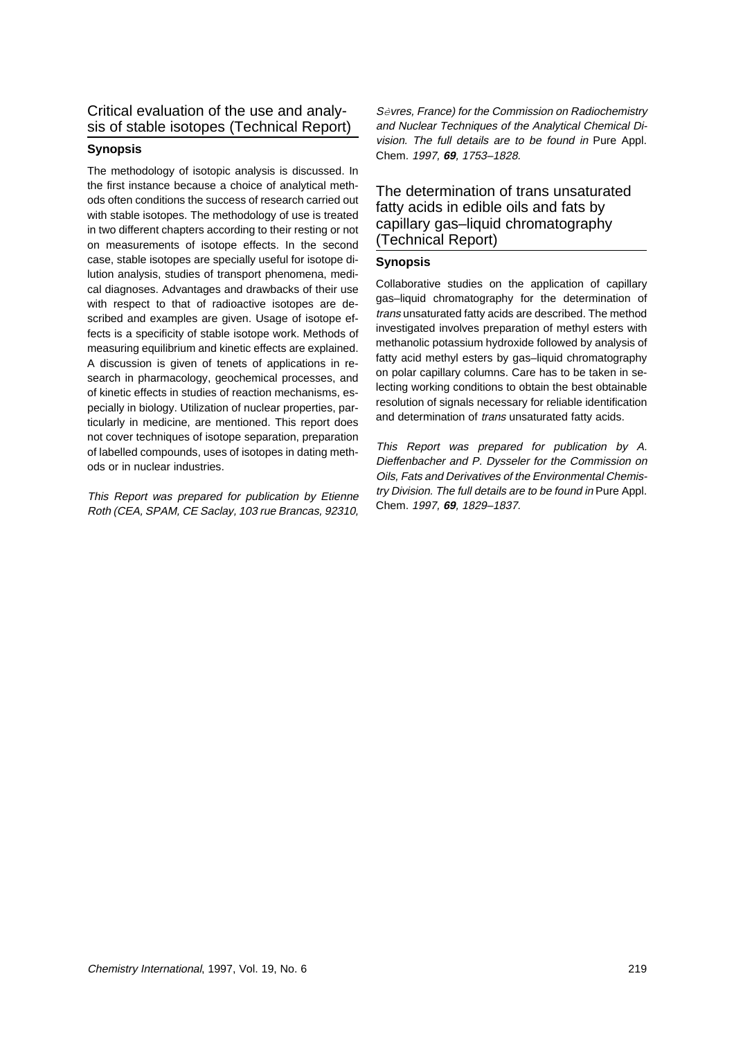## Critical evaluation of the use and analysis of stable isotopes (Technical Report)

### Synopsis

The methodology of isotopic analysis is discussed. In the first instance because a choice of analytical methods often conditions the success of research carried out with stable isotopes. The methodology of use is treated in two different chapters according to their resting or not on measurements of isotope effects. In the second case, stable isotopes are specially useful for isotope dilution analysis, studies of transport phenomena, medical diagnoses. Advantages and drawbacks of their use with respect to that of radioactive isotopes are described and examples are given. Usage of isotope effects is a specificity of stable isotope work. Methods of measuring equilibrium and kinetic effects are explained. A discussion is given of tenets of applications in research in pharmacology, geochemical processes, and of kinetic effects in studies of reaction mechanisms, especially in biology. Utilization of nuclear properties, particularly in medicine, are mentioned. This report does not cover techniques of isotope separation, preparation of labelled compounds, uses of isotopes in dating methods or in nuclear industries.

*This Report was prepared for publication by Etienne Roth (CEA, SPAM, CE Saclay, 103 rue Brancas, 92310, Sèvres, France) for the Commission on Radiochemistry and Nuclear Techniques of the Analytical Chemical Division. The full details are to be found in* Pure Appl. Chem. *1997, **69**, 1753–1828.*

## The determination of trans unsaturated fatty acids in edible oils and fats by capillary gas–liquid chromatography (Technical Report)

### Synopsis

Collaborative studies on the application of capillary gas–liquid chromatography for the determination of *trans* unsaturated fatty acids are described. The method investigated involves preparation of methyl esters with methanolic potassium hydroxide followed by analysis of fatty acid methyl esters by gas–liquid chromatography on polar capillary columns. Care has to be taken in selecting working conditions to obtain the best obtainable resolution of signals necessary for reliable identification and determination of *trans* unsaturated fatty acids.

*This Report was prepared for publication by A. Dieffenbacher and P. Dysseler for the Commission on Oils, Fats and Derivatives of the Environmental Chemistry Division. The full details are to be found in* Pure Appl. Chem. *1997, **69**, 1829–1837.*